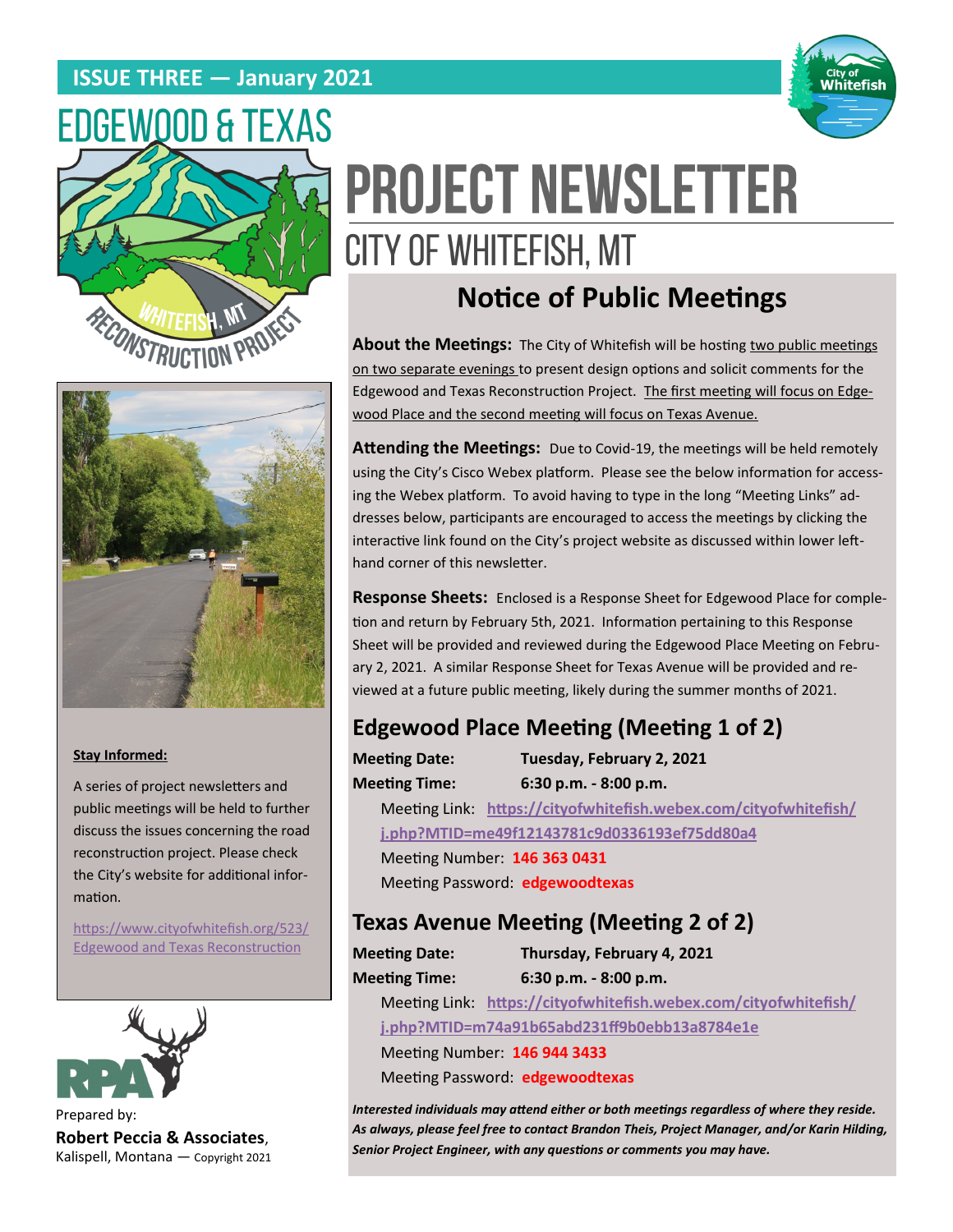**ISSUE THREE — January 2021**

# EDGEWOOD & TEXAS

# PROJECT NEWSLETTER

## CITY OF WHITEFISH, MT

WHITEFISH, MT
RECONSTRUCTION PROJECT

City of Whitefish

## Notice of Public Meetings

**About the Meetings:** The City of Whitefish will be hosting two public meetings on two separate evenings to present design options and solicit comments for the Edgewood and Texas Reconstruction Project. The first meeting will focus on Edgewood Place and the second meeting will focus on Texas Avenue.

**Attending the Meetings:** Due to Covid-19, the meetings will be held remotely using the City's Cisco Webex platform. Please see the below information for accessing the Webex platform. To avoid having to type in the long "Meeting Links" addresses below, participants are encouraged to access the meetings by clicking the interactive link found on the City's project website as discussed within lower left-hand corner of this newsletter.

**Response Sheets:** Enclosed is a Response Sheet for Edgewood Place for completion and return by February 5th, 2021. Information pertaining to this Response Sheet will be provided and reviewed during the Edgewood Place Meeting on February 2, 2021. A similar Response Sheet for Texas Avenue will be provided and reviewed at a future public meeting, likely during the summer months of 2021.

### Edgewood Place Meeting (Meeting 1 of 2)

**Meeting Date:** **Tuesday, February 2, 2021**

**Meeting Time:** **6:30 p.m. - 8:00 p.m.**

Meeting Link: **https://cityofwhitefish.webex.com/cityofwhitefish/j.php?MTID=me49f12143781c9d0336193ef75dd80a4**

Meeting Number: **146 363 0431**

Meeting Password: **edgewoodtexas**

### Texas Avenue Meeting (Meeting 2 of 2)

**Meeting Date:** **Thursday, February 4, 2021**

**Meeting Time:** **6:30 p.m. - 8:00 p.m.**

Meeting Link: **https://cityofwhitefish.webex.com/cityofwhitefish/j.php?MTID=m74a91b65abd231ff9b0ebb13a8784e1e**

Meeting Number: **146 944 3433**

Meeting Password: **edgewoodtexas**

***Interested individuals may attend either or both meetings regardless of where they reside. As always, please feel free to contact Brandon Theis, Project Manager, and/or Karin Hilding, Senior Project Engineer, with any questions or comments you may have.***

**Stay Informed:**

A series of project newsletters and public meetings will be held to further discuss the issues concerning the road reconstruction project. Please check the City's website for additional information.

https://www.cityofwhitefish.org/523/Edgewood and Texas Reconstruction

RPA

Prepared by:
**Robert Peccia & Associates**,
Kalispell, Montana — Copyright 2021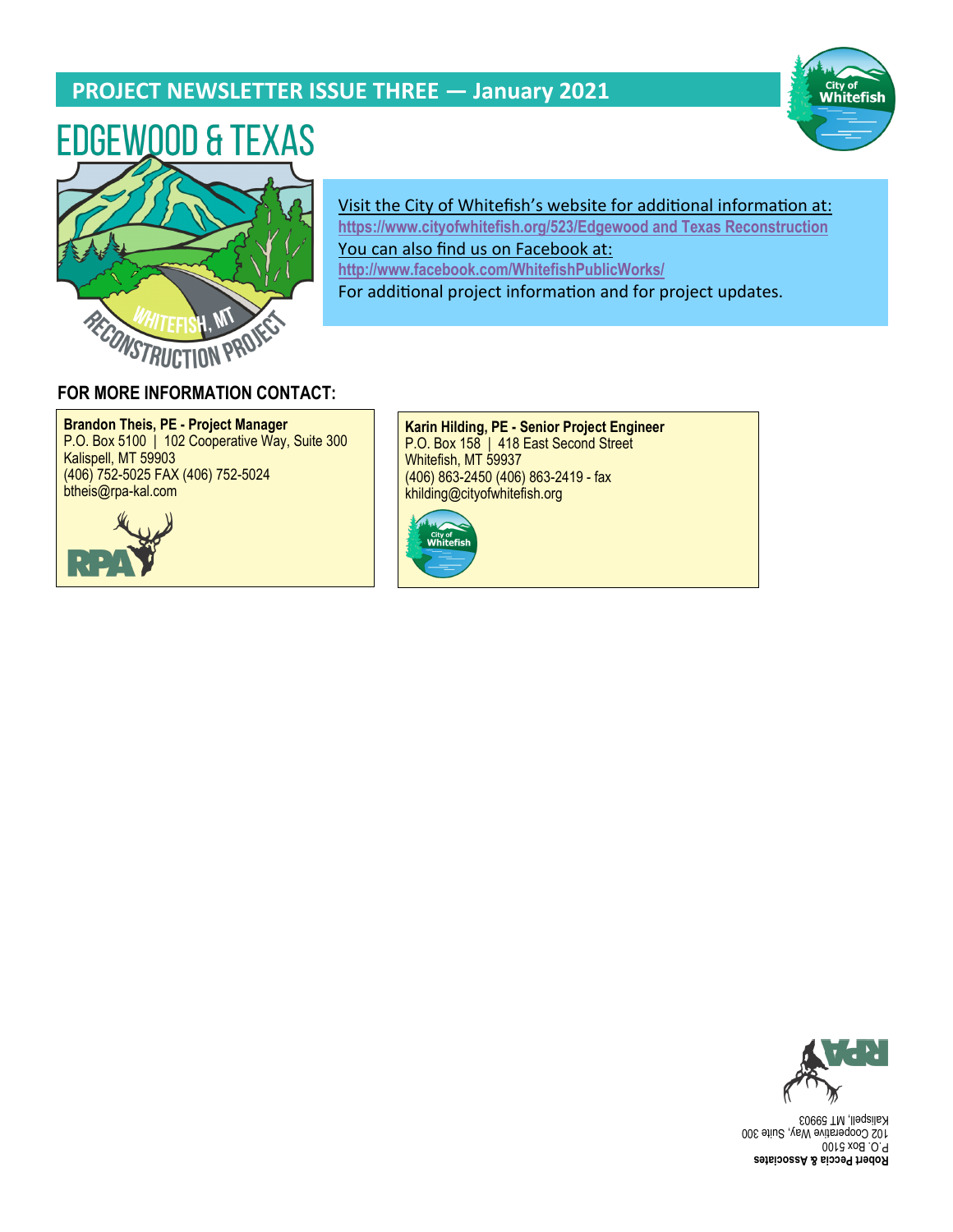# PROJECT NEWSLETTER ISSUE THREE — January 2021

## EDGEWOOD & TEXAS

WHITEFISH, MT
RECONSTRUCTION PROJECT

Visit the City of Whitefish's website for additional information at:
https://www.cityofwhitefish.org/523/Edgewood and Texas Reconstruction
You can also find us on Facebook at:
http://www.facebook.com/WhitefishPublicWorks/
For additional project information and for project updates.

### FOR MORE INFORMATION CONTACT:

**Brandon Theis, PE - Project Manager**
P.O. Box 5100 | 102 Cooperative Way, Suite 300
Kalispell, MT 59903
(406) 752-5025 FAX (406) 752-5024
btheis@rpa-kal.com

**Karin Hilding, PE - Senior Project Engineer**
P.O. Box 158 | 418 East Second Street
Whitefish, MT 59937
(406) 863-2450 (406) 863-2419 - fax
khilding@cityofwhitefish.org

**Robert Peccia & Associates**
P.O. Box 5100
102 Cooperative Way, Suite 300
Kalispell, MT 59903